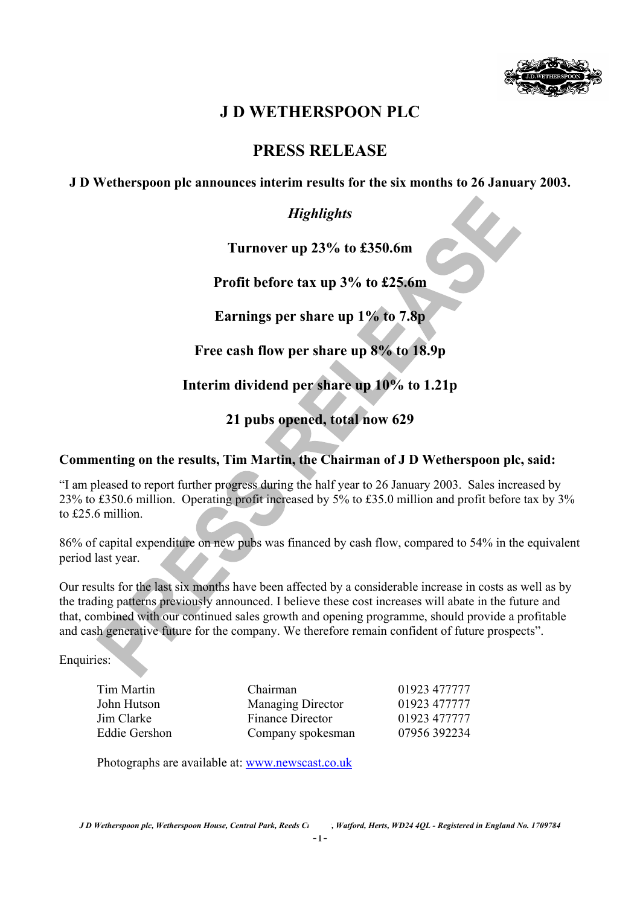# J D WETHERSPOON PLC

## PRESS RELEASE

**J D Wetherspoon plc announces interim results for the six months to 26 January 2003.**

***Highlights***

**Turnover up 23% to £350.6m**

**Profit before tax up 3% to £25.6m**

**Earnings per share up 1% to 7.8p**

**Free cash flow per share up 8% to 18.9p**

**Interim dividend per share up 10% to 1.21p**

**21 pubs opened, total now 629**

**Commenting on the results, Tim Martin, the Chairman of J D Wetherspoon plc, said:**

"I am pleased to report further progress during the half year to 26 January 2003. Sales increased by 23% to £350.6 million. Operating profit increased by 5% to £35.0 million and profit before tax by 3% to £25.6 million.

86% of capital expenditure on new pubs was financed by cash flow, compared to 54% in the equivalent period last year.

Our results for the last six months have been affected by a considerable increase in costs as well as by the trading patterns previously announced. I believe these cost increases will abate in the future and that, combined with our continued sales growth and opening programme, should provide a profitable and cash generative future for the company. We therefore remain confident of future prospects".

Enquiries:

| | | |
|---|---|---|
| Tim Martin | Chairman | 01923 477777 |
| John Hutson | Managing Director | 01923 477777 |
| Jim Clarke | Finance Director | 01923 477777 |
| Eddie Gershon | Company spokesman | 07956 392234 |

Photographs are available at: www.newscast.co.uk

*J D Wetherspoon plc, Wetherspoon House, Central Park, Reeds Crescent, Watford, Herts, WD24 4QL - Registered in England No. 1709784*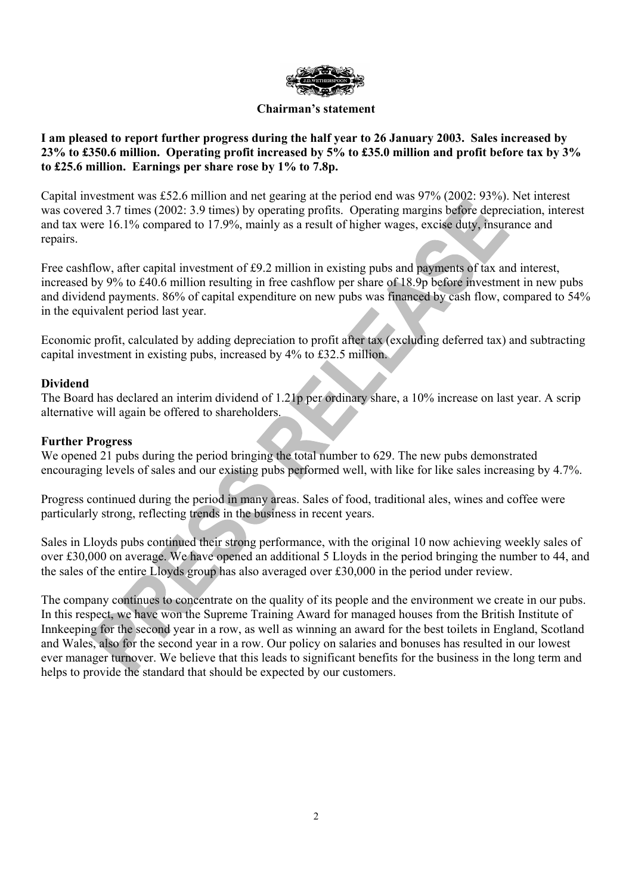## Chairman's statement

**I am pleased to report further progress during the half year to 26 January 2003. Sales increased by 23% to £350.6 million. Operating profit increased by 5% to £35.0 million and profit before tax by 3% to £25.6 million. Earnings per share rose by 1% to 7.8p.**

Capital investment was £52.6 million and net gearing at the period end was 97% (2002: 93%). Net interest was covered 3.7 times (2002: 3.9 times) by operating profits. Operating margins before depreciation, interest and tax were 16.1% compared to 17.9%, mainly as a result of higher wages, excise duty, insurance and repairs.

Free cashflow, after capital investment of £9.2 million in existing pubs and payments of tax and interest, increased by 9% to £40.6 million resulting in free cashflow per share of 18.9p before investment in new pubs and dividend payments. 86% of capital expenditure on new pubs was financed by cash flow, compared to 54% in the equivalent period last year.

Economic profit, calculated by adding depreciation to profit after tax (excluding deferred tax) and subtracting capital investment in existing pubs, increased by 4% to £32.5 million.

### Dividend

The Board has declared an interim dividend of 1.21p per ordinary share, a 10% increase on last year. A scrip alternative will again be offered to shareholders.

### Further Progress

We opened 21 pubs during the period bringing the total number to 629. The new pubs demonstrated encouraging levels of sales and our existing pubs performed well, with like for like sales increasing by 4.7%.

Progress continued during the period in many areas. Sales of food, traditional ales, wines and coffee were particularly strong, reflecting trends in the business in recent years.

Sales in Lloyds pubs continued their strong performance, with the original 10 now achieving weekly sales of over £30,000 on average. We have opened an additional 5 Lloyds in the period bringing the number to 44, and the sales of the entire Lloyds group has also averaged over £30,000 in the period under review.

The company continues to concentrate on the quality of its people and the environment we create in our pubs. In this respect, we have won the Supreme Training Award for managed houses from the British Institute of Innkeeping for the second year in a row, as well as winning an award for the best toilets in England, Scotland and Wales, also for the second year in a row. Our policy on salaries and bonuses has resulted in our lowest ever manager turnover. We believe that this leads to significant benefits for the business in the long term and helps to provide the standard that should be expected by our customers.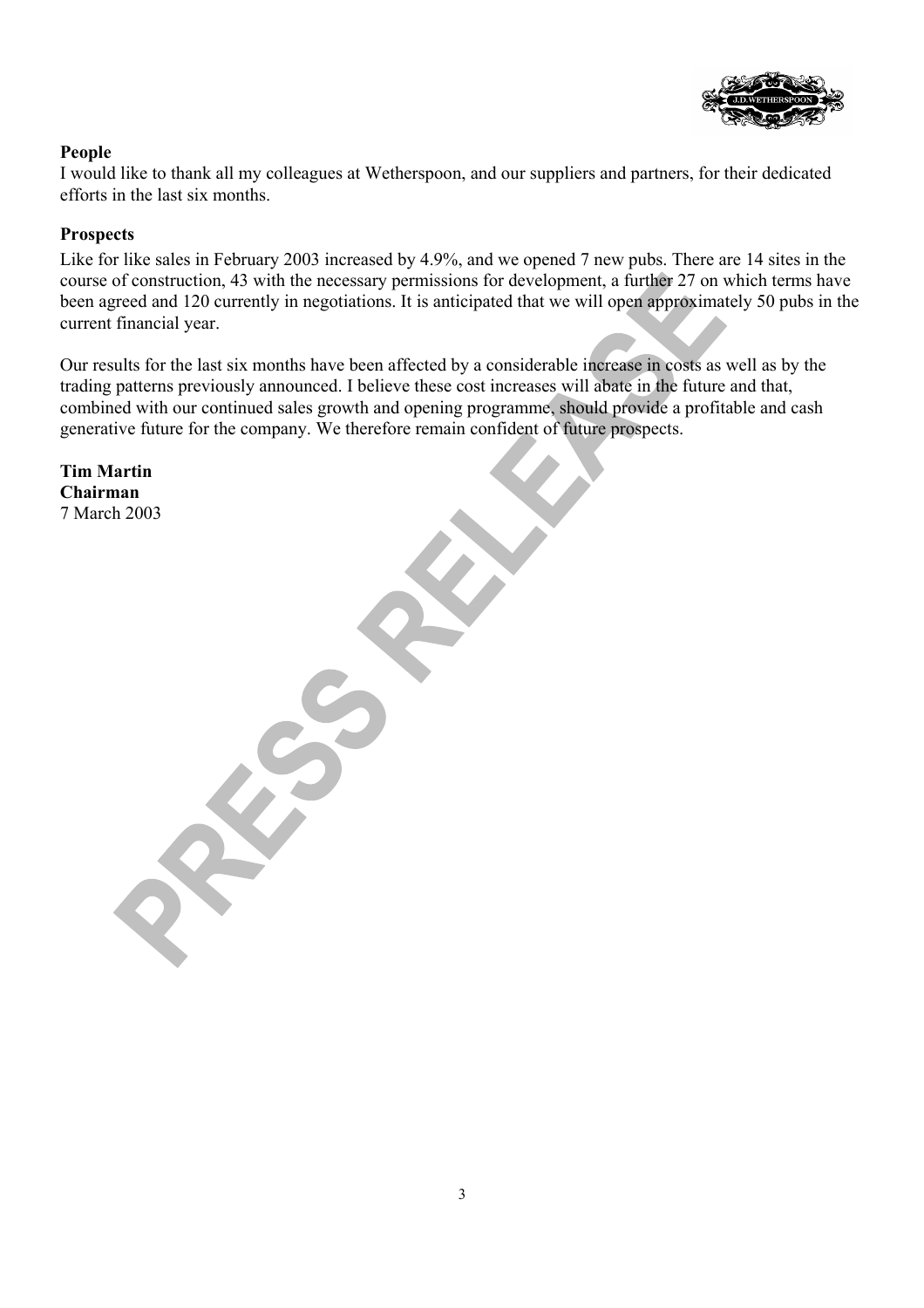**People**

I would like to thank all my colleagues at Wetherspoon, and our suppliers and partners, for their dedicated efforts in the last six months.

**Prospects**

Like for like sales in February 2003 increased by 4.9%, and we opened 7 new pubs. There are 14 sites in the course of construction, 43 with the necessary permissions for development, a further 27 on which terms have been agreed and 120 currently in negotiations. It is anticipated that we will open approximately 50 pubs in the current financial year.

Our results for the last six months have been affected by a considerable increase in costs as well as by the trading patterns previously announced. I believe these cost increases will abate in the future and that, combined with our continued sales growth and opening programme, should provide a profitable and cash generative future for the company. We therefore remain confident of future prospects.

**Tim Martin**
**Chairman**
7 March 2003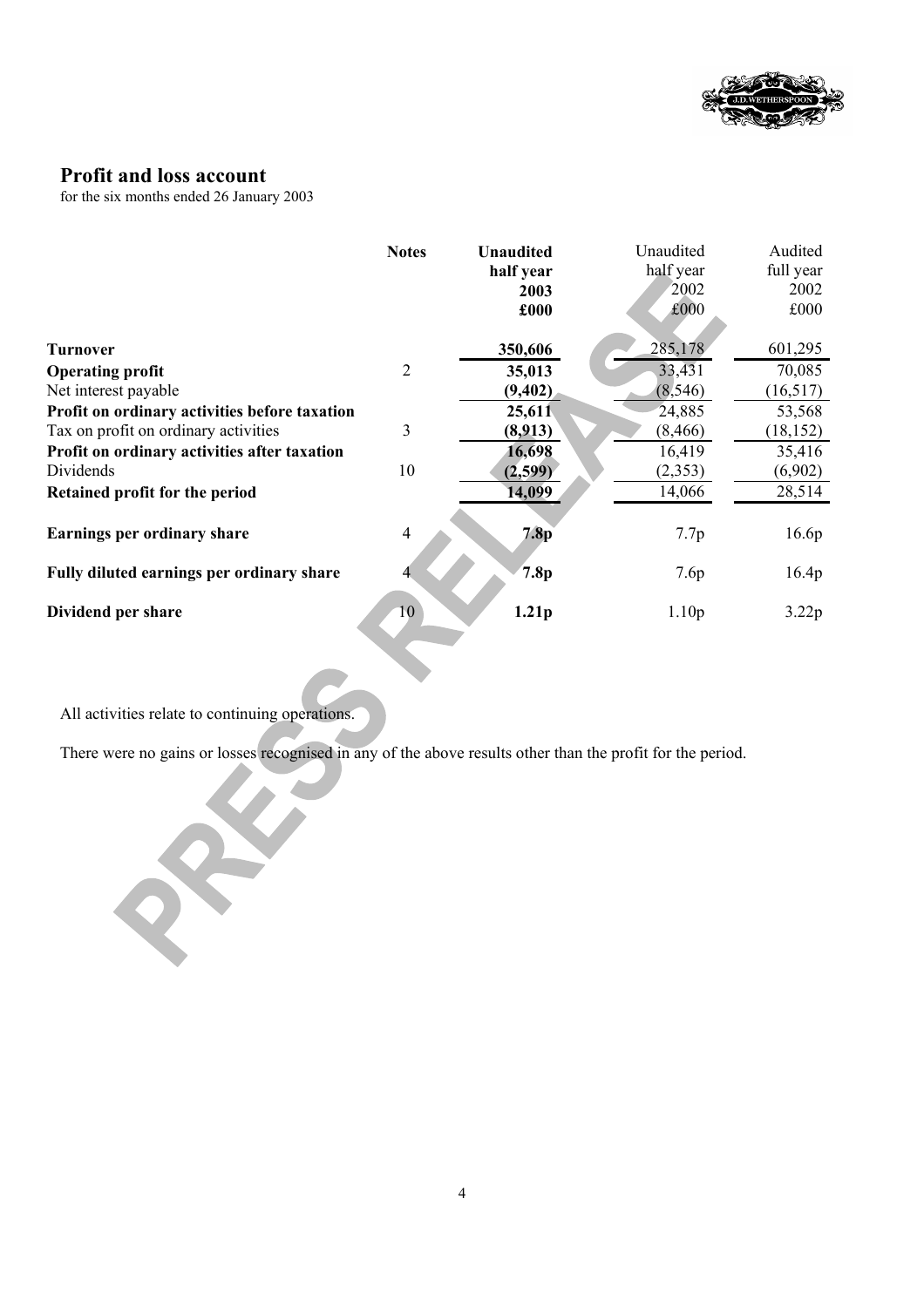## Profit and loss account

for the six months ended 26 January 2003

| | Notes | Unaudited half year 2003 £000 | Unaudited half year 2002 £000 | Audited full year 2002 £000 |
|---|---|---|---|---|
| **Turnover** | | **350,606** | 285,178 | 601,295 |
| **Operating profit** | 2 | **35,013** | 33,431 | 70,085 |
| Net interest payable | | **(9,402)** | (8,546) | (16,517) |
| **Profit on ordinary activities before taxation** | | **25,611** | 24,885 | 53,568 |
| Tax on profit on ordinary activities | 3 | **(8,913)** | (8,466) | (18,152) |
| **Profit on ordinary activities after taxation** | | **16,698** | 16,419 | 35,416 |
| Dividends | 10 | **(2,599)** | (2,353) | (6,902) |
| **Retained profit for the period** | | **14,099** | 14,066 | 28,514 |
| **Earnings per ordinary share** | 4 | **7.8p** | 7.7p | 16.6p |
| **Fully diluted earnings per ordinary share** | 4 | **7.8p** | 7.6p | 16.4p |
| **Dividend per share** | 10 | **1.21p** | 1.10p | 3.22p |

All activities relate to continuing operations.

There were no gains or losses recognised in any of the above results other than the profit for the period.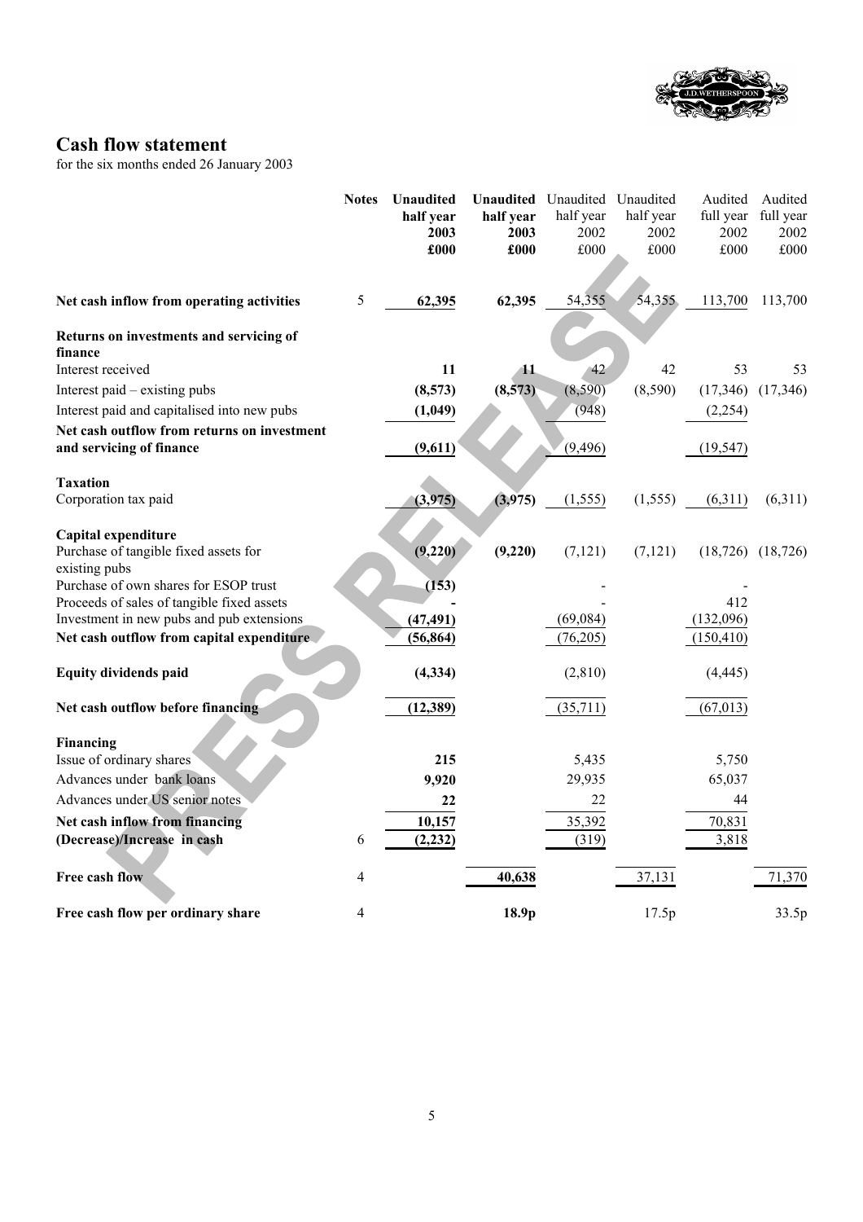## Cash flow statement

for the six months ended 26 January 2003

| | Notes | Unaudited half year 2003 £000 | Unaudited half year 2003 £000 | Unaudited half year 2002 £000 | Unaudited half year 2002 £000 | Audited full year 2002 £000 | Audited full year 2002 £000 |
|---|---|---|---|---|---|---|---|
| **Net cash inflow from operating activities** | 5 | **62,395** | **62,395** | 54,355 | 54,355 | 113,700 | 113,700 |
| **Returns on investments and servicing of finance** | | | | | | | |
| Interest received | | **11** | **11** | 42 | 42 | 53 | 53 |
| Interest paid – existing pubs | | **(8,573)** | **(8,573)** | (8,590) | (8,590) | (17,346) | (17,346) |
| Interest paid and capitalised into new pubs | | **(1,049)** | | (948) | | (2,254) | |
| **Net cash outflow from returns on investment and servicing of finance** | | **(9,611)** | | (9,496) | | (19,547) | |
| **Taxation** | | | | | | | |
| Corporation tax paid | | **(3,975)** | **(3,975)** | (1,555) | (1,555) | (6,311) | (6,311) |
| **Capital expenditure** | | | | | | | |
| Purchase of tangible fixed assets for existing pubs | | **(9,220)** | **(9,220)** | (7,121) | (7,121) | (18,726) | (18,726) |
| Purchase of own shares for ESOP trust | | **(153)** | | - | | - | |
| Proceeds of sales of tangible fixed assets | | **-** | | - | | 412 | |
| Investment in new pubs and pub extensions | | **(47,491)** | | (69,084) | | (132,096) | |
| **Net cash outflow from capital expenditure** | | **(56,864)** | | (76,205) | | (150,410) | |
| **Equity dividends paid** | | **(4,334)** | | (2,810) | | (4,445) | |
| **Net cash outflow before financing** | | **(12,389)** | | (35,711) | | (67,013) | |
| **Financing** | | | | | | | |
| Issue of ordinary shares | | **215** | | 5,435 | | 5,750 | |
| Advances under bank loans | | **9,920** | | 29,935 | | 65,037 | |
| Advances under US senior notes | | **22** | | 22 | | 44 | |
| **Net cash inflow from financing** | | **10,157** | | 35,392 | | 70,831 | |
| **(Decrease)/Increase in cash** | 6 | **(2,232)** | | (319) | | 3,818 | |
| **Free cash flow** | 4 | | **40,638** | | 37,131 | | 71,370 |
| **Free cash flow per ordinary share** | 4 | | **18.9p** | | 17.5p | | 33.5p |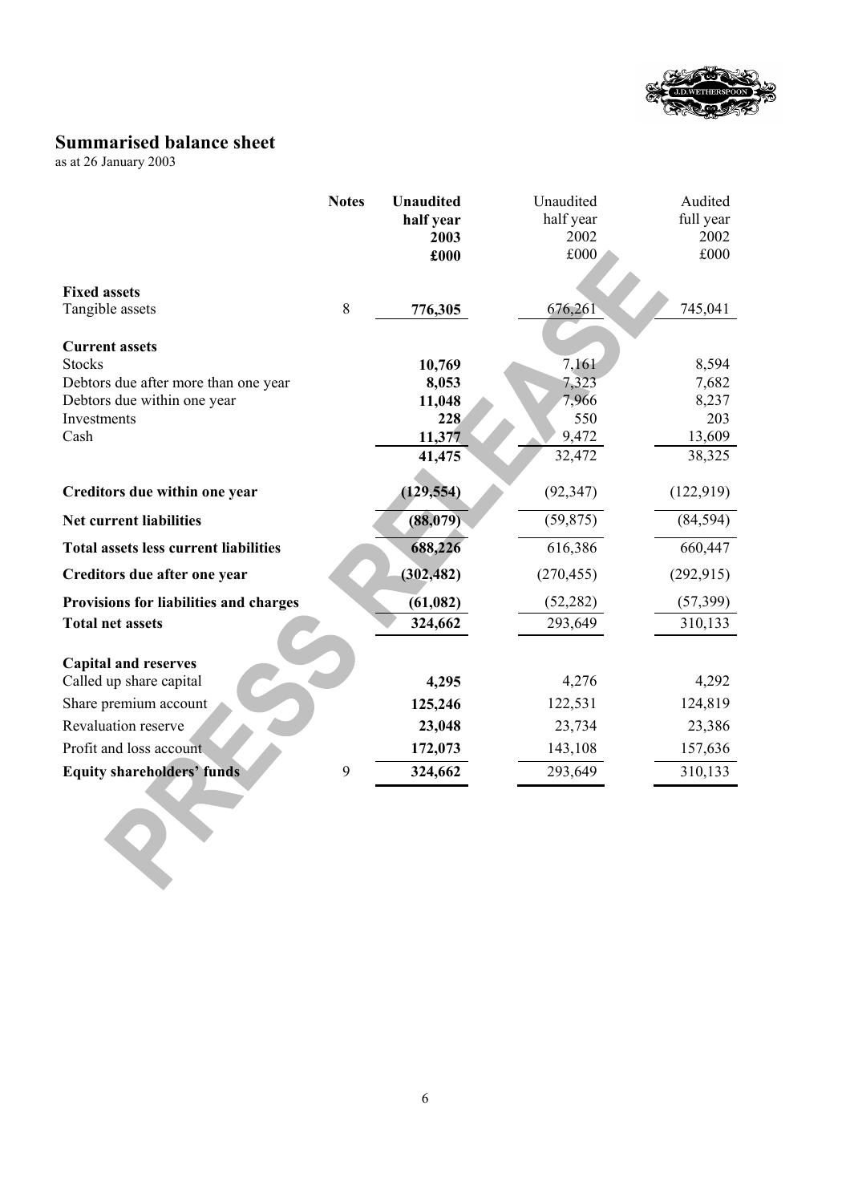## Summarised balance sheet

as at 26 January 2003

| | Notes | **Unaudited half year 2003 £000** | Unaudited half year 2002 £000 | Audited full year 2002 £000 |
|---|---|---|---|---|
| **Fixed assets** | | | | |
| Tangible assets | 8 | **776,305** | 676,261 | 745,041 |
| **Current assets** | | | | |
| Stocks | | **10,769** | 7,161 | 8,594 |
| Debtors due after more than one year | | **8,053** | 7,323 | 7,682 |
| Debtors due within one year | | **11,048** | 7,966 | 8,237 |
| Investments | | **228** | 550 | 203 |
| Cash | | **11,377** | 9,472 | 13,609 |
| | | **41,475** | 32,472 | 38,325 |
| **Creditors due within one year** | | **(129,554)** | (92,347) | (122,919) |
| **Net current liabilities** | | **(88,079)** | (59,875) | (84,594) |
| **Total assets less current liabilities** | | **688,226** | 616,386 | 660,447 |
| **Creditors due after one year** | | **(302,482)** | (270,455) | (292,915) |
| **Provisions for liabilities and charges** | | **(61,082)** | (52,282) | (57,399) |
| **Total net assets** | | **324,662** | 293,649 | 310,133 |
| **Capital and reserves** | | | | |
| Called up share capital | | **4,295** | 4,276 | 4,292 |
| Share premium account | | **125,246** | 122,531 | 124,819 |
| Revaluation reserve | | **23,048** | 23,734 | 23,386 |
| Profit and loss account | | **172,073** | 143,108 | 157,636 |
| **Equity shareholders' funds** | 9 | **324,662** | 293,649 | 310,133 |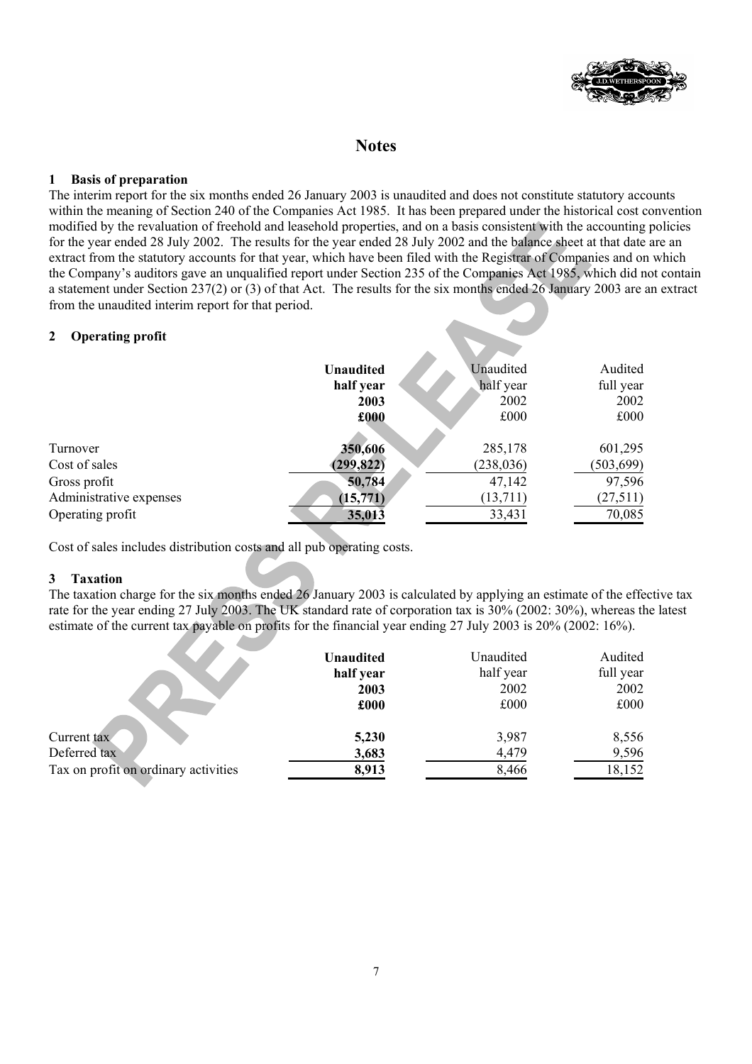## Notes

### 1 Basis of preparation

The interim report for the six months ended 26 January 2003 is unaudited and does not constitute statutory accounts within the meaning of Section 240 of the Companies Act 1985. It has been prepared under the historical cost convention modified by the revaluation of freehold and leasehold properties, and on a basis consistent with the accounting policies for the year ended 28 July 2002. The results for the year ended 28 July 2002 and the balance sheet at that date are an extract from the statutory accounts for that year, which have been filed with the Registrar of Companies and on which the Company's auditors gave an unqualified report under Section 235 of the Companies Act 1985, which did not contain a statement under Section 237(2) or (3) of that Act. The results for the six months ended 26 January 2003 are an extract from the unaudited interim report for that period.

### 2 Operating profit

| | **Unaudited half year 2003 £000** | Unaudited half year 2002 £000 | Audited full year 2002 £000 |
|---|---|---|---|
| Turnover | **350,606** | 285,178 | 601,295 |
| Cost of sales | **(299,822)** | (238,036) | (503,699) |
| Gross profit | **50,784** | 47,142 | 97,596 |
| Administrative expenses | **(15,771)** | (13,711) | (27,511) |
| Operating profit | **35,013** | 33,431 | 70,085 |

Cost of sales includes distribution costs and all pub operating costs.

### 3 Taxation

The taxation charge for the six months ended 26 January 2003 is calculated by applying an estimate of the effective tax rate for the year ending 27 July 2003. The UK standard rate of corporation tax is 30% (2002: 30%), whereas the latest estimate of the current tax payable on profits for the financial year ending 27 July 2003 is 20% (2002: 16%).

| | **Unaudited half year 2003 £000** | Unaudited half year 2002 £000 | Audited full year 2002 £000 |
|---|---|---|---|
| Current tax | **5,230** | 3,987 | 8,556 |
| Deferred tax | **3,683** | 4,479 | 9,596 |
| Tax on profit on ordinary activities | **8,913** | 8,466 | 18,152 |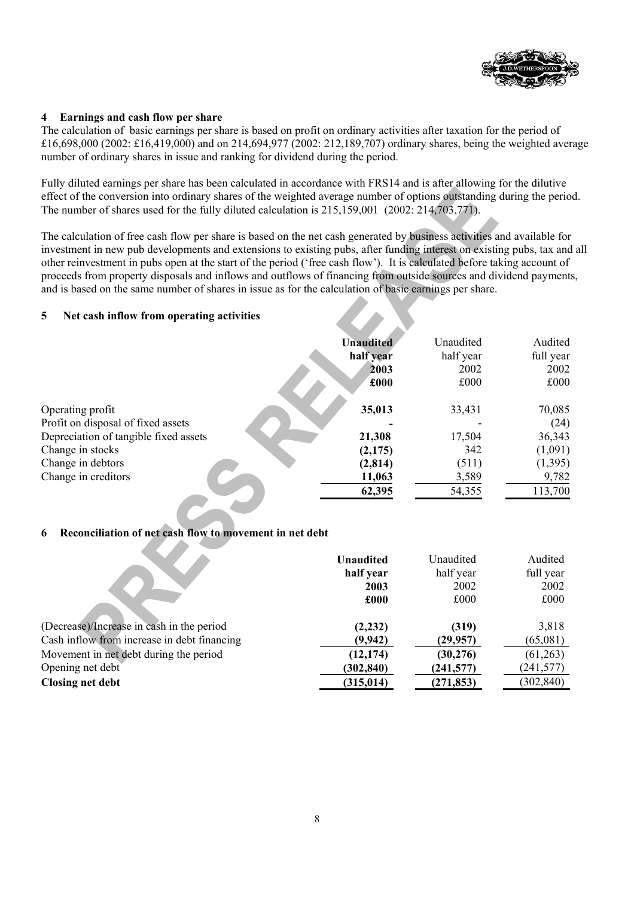## 4 Earnings and cash flow per share

The calculation of basic earnings per share is based on profit on ordinary activities after taxation for the period of £16,698,000 (2002: £16,419,000) and on 214,694,977 (2002: 212,189,707) ordinary shares, being the weighted average number of ordinary shares in issue and ranking for dividend during the period.

Fully diluted earnings per share has been calculated in accordance with FRS14 and is after allowing for the dilutive effect of the conversion into ordinary shares of the weighted average number of options outstanding during the period. The number of shares used for the fully diluted calculation is 215,159,001 (2002: 214,703,771).

The calculation of free cash flow per share is based on the net cash generated by business activities and available for investment in new pub developments and extensions to existing pubs, after funding interest on existing pubs, tax and all other reinvestment in pubs open at the start of the period ('free cash flow'). It is calculated before taking account of proceeds from property disposals and inflows and outflows of financing from outside sources and dividend payments, and is based on the same number of shares in issue as for the calculation of basic earnings per share.

## 5 Net cash inflow from operating activities

| | **Unaudited half year 2003 £000** | Unaudited half year 2002 £000 | Audited full year 2002 £000 |
|---|---|---|---|
| Operating profit | **35,013** | 33,431 | 70,085 |
| Profit on disposal of fixed assets | **-** | - | (24) |
| Depreciation of tangible fixed assets | **21,308** | 17,504 | 36,343 |
| Change in stocks | **(2,175)** | 342 | (1,091) |
| Change in debtors | **(2,814)** | (511) | (1,395) |
| Change in creditors | **11,063** | 3,589 | 9,782 |
| | **62,395** | 54,355 | 113,700 |

## 6 Reconciliation of net cash flow to movement in net debt

| | **Unaudited half year 2003 £000** | Unaudited half year 2002 £000 | Audited full year 2002 £000 |
|---|---|---|---|
| (Decrease)/Increase in cash in the period | **(2,232)** | **(319)** | 3,818 |
| Cash inflow from increase in debt financing | **(9,942)** | **(29,957)** | (65,081) |
| Movement in net debt during the period | **(12,174)** | **(30,276)** | (61,263) |
| Opening net debt | **(302,840)** | **(241,577)** | (241,577) |
| **Closing net debt** | **(315,014)** | **(271,853)** | (302,840) |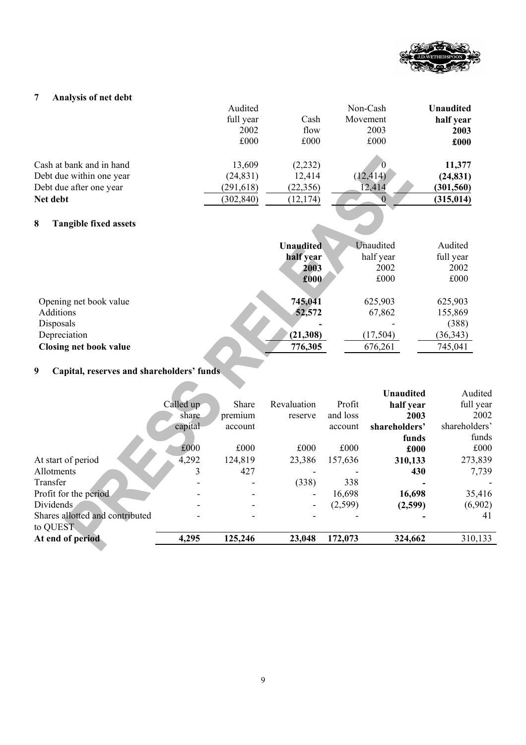## 7 Analysis of net debt

| | Audited full year 2002 £000 | Cash flow £000 | Non-Cash Movement 2003 £000 | **Unaudited half year 2003 £000** |
|---|---|---|---|---|
| Cash at bank and in hand | 13,609 | (2,232) | 0 | **11,377** |
| Debt due within one year | (24,831) | 12,414 | (12,414) | **(24,831)** |
| Debt due after one year | (291,618) | (22,356) | 12,414 | **(301,560)** |
| **Net debt** | (302,840) | (12,174) | 0 | **(315,014)** |

## 8 Tangible fixed assets

| | **Unaudited half year 2003 £000** | Unaudited half year 2002 £000 | Audited full year 2002 £000 |
|---|---|---|---|
| Opening net book value | **745,041** | 625,903 | 625,903 |
| Additions | **52,572** | 67,862 | 155,869 |
| Disposals | **-** | - | (388) |
| Depreciation | **(21,308)** | (17,504) | (36,343) |
| **Closing net book value** | **776,305** | 676,261 | 745,041 |

## 9 Capital, reserves and shareholders' funds

| | Called up share capital £000 | Share premium account £000 | Revaluation reserve £000 | Profit and loss account £000 | **Unaudited half year 2003 shareholders' funds £000** | Audited full year 2002 shareholders' funds £000 |
|---|---|---|---|---|---|---|
| At start of period | 4,292 | 124,819 | 23,386 | 157,636 | **310,133** | 273,839 |
| Allotments | 3 | 427 | - | - | **430** | 7,739 |
| Transfer | - | - | (338) | 338 | **-** | - |
| Profit for the period | - | - | - | 16,698 | **16,698** | 35,416 |
| Dividends | - | - | - | (2,599) | **(2,599)** | (6,902) |
| Shares allotted and contributed to QUEST | - | - | - | - | **-** | 41 |
| **At end of period** | **4,295** | **125,246** | **23,048** | **172,073** | **324,662** | 310,133 |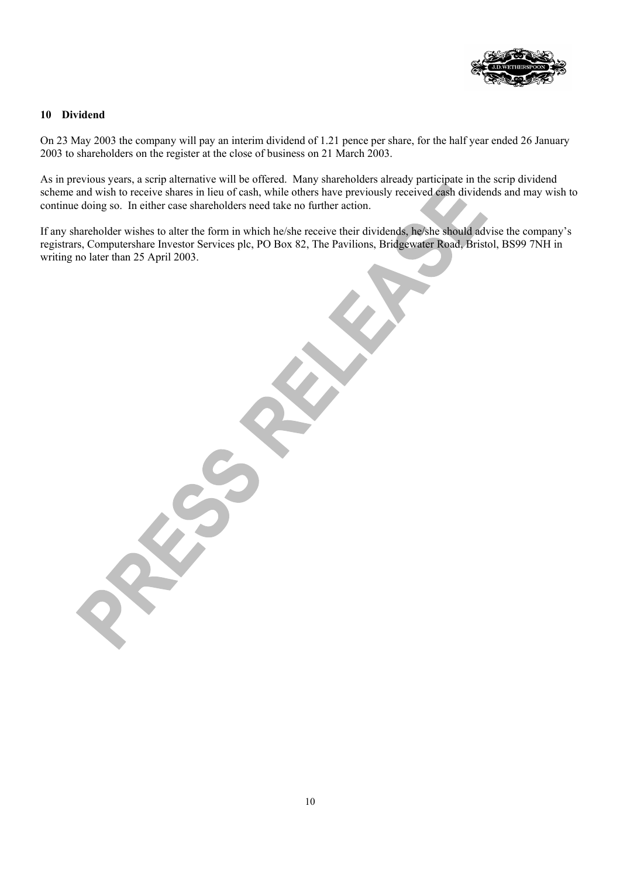## 10 Dividend

On 23 May 2003 the company will pay an interim dividend of 1.21 pence per share, for the half year ended 26 January 2003 to shareholders on the register at the close of business on 21 March 2003.

As in previous years, a scrip alternative will be offered. Many shareholders already participate in the scrip dividend scheme and wish to receive shares in lieu of cash, while others have previously received cash dividends and may wish to continue doing so. In either case shareholders need take no further action.

If any shareholder wishes to alter the form in which he/she receive their dividends, he/she should advise the company's registrars, Computershare Investor Services plc, PO Box 82, The Pavilions, Bridgewater Road, Bristol, BS99 7NH in writing no later than 25 April 2003.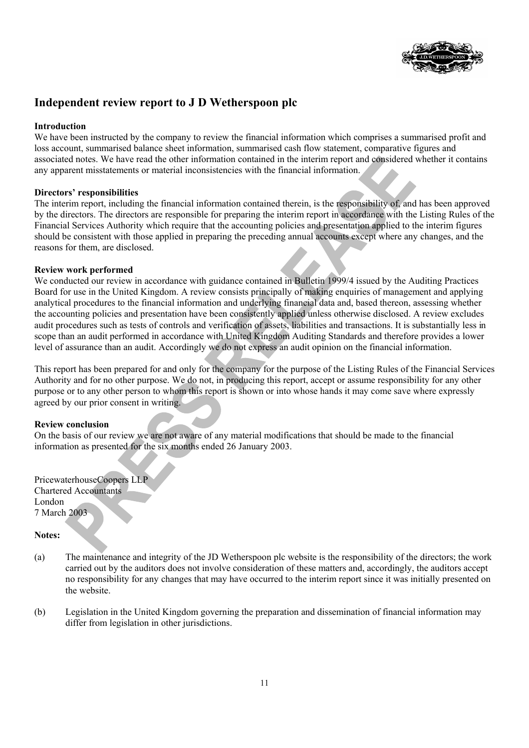## Independent review report to J D Wetherspoon plc

**Introduction**

We have been instructed by the company to review the financial information which comprises a summarised profit and loss account, summarised balance sheet information, summarised cash flow statement, comparative figures and associated notes. We have read the other information contained in the interim report and considered whether it contains any apparent misstatements or material inconsistencies with the financial information.

**Directors' responsibilities**

The interim report, including the financial information contained therein, is the responsibility of, and has been approved by the directors. The directors are responsible for preparing the interim report in accordance with the Listing Rules of the Financial Services Authority which require that the accounting policies and presentation applied to the interim figures should be consistent with those applied in preparing the preceding annual accounts except where any changes, and the reasons for them, are disclosed.

**Review work performed**

We conducted our review in accordance with guidance contained in Bulletin 1999/4 issued by the Auditing Practices Board for use in the United Kingdom. A review consists principally of making enquiries of management and applying analytical procedures to the financial information and underlying financial data and, based thereon, assessing whether the accounting policies and presentation have been consistently applied unless otherwise disclosed. A review excludes audit procedures such as tests of controls and verification of assets, liabilities and transactions. It is substantially less in scope than an audit performed in accordance with United Kingdom Auditing Standards and therefore provides a lower level of assurance than an audit. Accordingly we do not express an audit opinion on the financial information.

This report has been prepared for and only for the company for the purpose of the Listing Rules of the Financial Services Authority and for no other purpose. We do not, in producing this report, accept or assume responsibility for any other purpose or to any other person to whom this report is shown or into whose hands it may come save where expressly agreed by our prior consent in writing.

**Review conclusion**

On the basis of our review we are not aware of any material modifications that should be made to the financial information as presented for the six months ended 26 January 2003.

PricewaterhouseCoopers LLP
Chartered Accountants
London
7 March 2003

**Notes:**

(a) The maintenance and integrity of the JD Wetherspoon plc website is the responsibility of the directors; the work carried out by the auditors does not involve consideration of these matters and, accordingly, the auditors accept no responsibility for any changes that may have occurred to the interim report since it was initially presented on the website.

(b) Legislation in the United Kingdom governing the preparation and dissemination of financial information may differ from legislation in other jurisdictions.